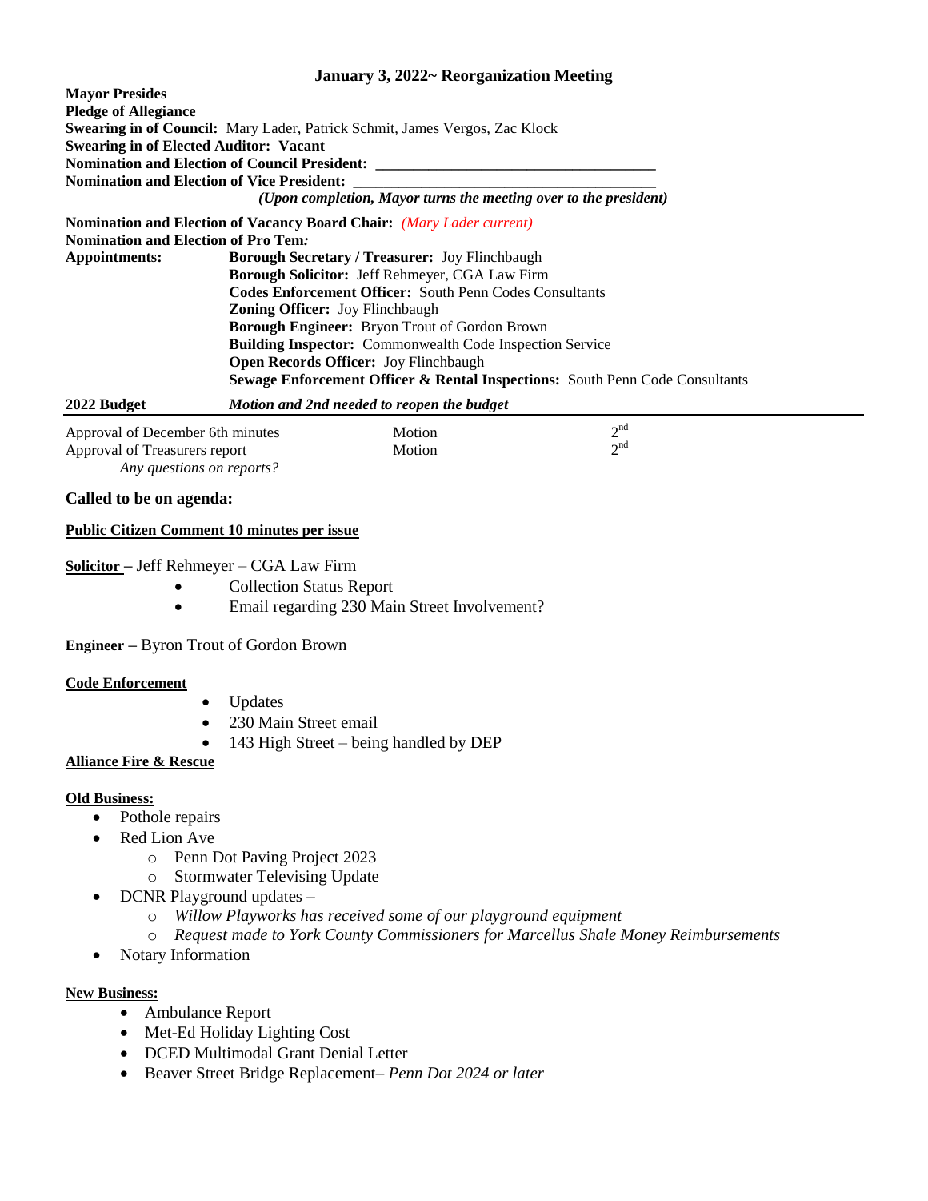## January 3, 2022~ Reorganization Meeting

**Mayor Presides**
**Pledge of Allegiance**
**Swearing in of Council:** Mary Lader, Patrick Schmit, James Vergos, Zac Klock
**Swearing in of Elected Auditor: Vacant**
**Nomination and Election of Council President:** ___________________________________
**Nomination and Election of Vice President:** ______________________________________

***(Upon completion, Mayor turns the meeting over to the president)***

**Nomination and Election of Vacancy Board Chair:** *(Mary Lader current)*
**Nomination and Election of Pro Tem:**

**Appointments:**

- **Borough Secretary / Treasurer:** Joy Flinchbaugh
- **Borough Solicitor:** Jeff Rehmeyer, CGA Law Firm
- **Codes Enforcement Officer:** South Penn Codes Consultants
- **Zoning Officer:** Joy Flinchbaugh
- **Borough Engineer:** Bryon Trout of Gordon Brown
- **Building Inspector:** Commonwealth Code Inspection Service
- **Open Records Officer:** Joy Flinchbaugh
- **Sewage Enforcement Officer & Rental Inspections:** South Penn Code Consultants

**2022 Budget** ***Motion and 2nd needed to reopen the budget***

---

| | | |
|---|---|---|
| Approval of December 6th minutes | Motion | 2nd |
| Approval of Treasurers report | Motion | 2nd |

*Any questions on reports?*

### Called to be on agenda:

**Public Citizen Comment 10 minutes per issue**

**Solicitor** – Jeff Rehmeyer – CGA Law Firm

- Collection Status Report
- Email regarding 230 Main Street Involvement?

**Engineer** – Byron Trout of Gordon Brown

**Code Enforcement**

- Updates
- 230 Main Street email
- 143 High Street – being handled by DEP

**Alliance Fire & Rescue**

**Old Business:**

- Pothole repairs
- Red Lion Ave
  - Penn Dot Paving Project 2023
  - Stormwater Televising Update
- DCNR Playground updates –
  - *Willow Playworks has received some of our playground equipment*
  - *Request made to York County Commissioners for Marcellus Shale Money Reimbursements*
- Notary Information

**New Business:**

- Ambulance Report
- Met-Ed Holiday Lighting Cost
- DCED Multimodal Grant Denial Letter
- Beaver Street Bridge Replacement– *Penn Dot 2024 or later*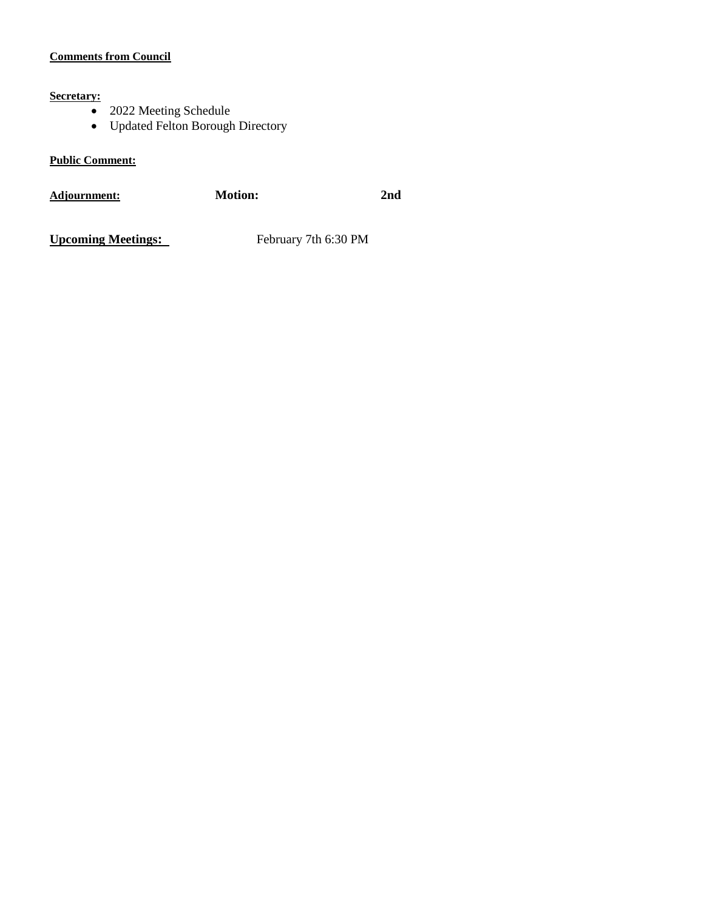**Comments from Council**

**Secretary:**

- 2022 Meeting Schedule
- Updated Felton Borough Directory

**Public Comment:**

**Adjournment:** **Motion:** **2nd**

**Upcoming Meetings:** February 7th 6:30 PM